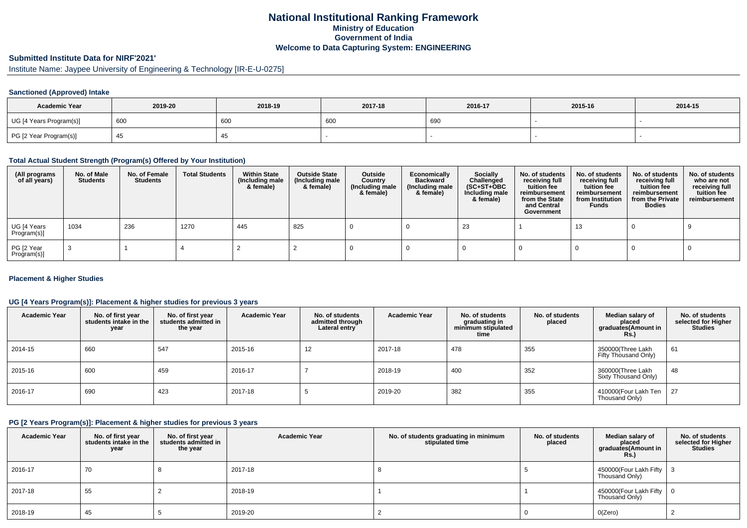# National Institutional Ranking Framework
## Ministry of Education
## Government of India
## Welcome to Data Capturing System: ENGINEERING

### Submitted Institute Data for NIRF'2021'

Institute Name: Jaypee University of Engineering & Technology [IR-E-U-0275]

#### Sanctioned (Approved) Intake

| Academic Year | 2019-20 | 2018-19 | 2017-18 | 2016-17 | 2015-16 | 2014-15 |
|---|---|---|---|---|---|---|
| UG [4 Years Program(s)] | 600 | 600 | 600 | 690 | - | - |
| PG [2 Year Program(s)] | 45 | 45 | - | - | - | - |

#### Total Actual Student Strength (Program(s) Offered by Your Institution)

| (All programs of all years) | No. of Male Students | No. of Female Students | Total Students | Within State (Including male & female) | Outside State (Including male & female) | Outside Country (Including male & female) | Economically Backward (Including male & female) | Socially Challenged (SC+ST+OBC Including male & female) | No. of students receiving full tuition fee reimbursement from the State and Central Government | No. of students receiving full tuition fee reimbursement from Institution Funds | No. of students receiving full tuition fee reimbursement from the Private Bodies | No. of students who are not receiving full tuition fee reimbursement |
|---|---|---|---|---|---|---|---|---|---|---|---|---|
| UG [4 Years Program(s)] | 1034 | 236 | 1270 | 445 | 825 | 0 | 0 | 23 | 1 | 13 | 0 | 9 |
| PG [2 Year Program(s)] | 3 | 1 | 4 | 2 | 2 | 0 | 0 | 0 | 0 | 0 | 0 | 0 |

#### Placement & Higher Studies

#### UG [4 Years Program(s)]: Placement & higher studies for previous 3 years

| Academic Year | No. of first year students intake in the year | No. of first year students admitted in the year | Academic Year | No. of students admitted through Lateral entry | Academic Year | No. of students graduating in minimum stipulated time | No. of students placed | Median salary of placed graduates(Amount in Rs.) | No. of students selected for Higher Studies |
|---|---|---|---|---|---|---|---|---|---|
| 2014-15 | 660 | 547 | 2015-16 | 12 | 2017-18 | 478 | 355 | 350000(Three Lakh Fifty Thousand Only) | 61 |
| 2015-16 | 600 | 459 | 2016-17 | 7 | 2018-19 | 400 | 352 | 360000(Three Lakh Sixty Thousand Only) | 48 |
| 2016-17 | 690 | 423 | 2017-18 | 5 | 2019-20 | 382 | 355 | 410000(Four Lakh Ten Thousand Only) | 27 |

#### PG [2 Years Program(s)]: Placement & higher studies for previous 3 years

| Academic Year | No. of first year students intake in the year | No. of first year students admitted in the year | Academic Year | No. of students graduating in minimum stipulated time | No. of students placed | Median salary of placed graduates(Amount in Rs.) | No. of students selected for Higher Studies |
|---|---|---|---|---|---|---|---|
| 2016-17 | 70 | 8 | 2017-18 | 8 | 5 | 450000(Four Lakh Fifty Thousand Only) | 3 |
| 2017-18 | 55 | 2 | 2018-19 | 1 | 1 | 450000(Four Lakh Fifty Thousand Only) | 0 |
| 2018-19 | 45 | 5 | 2019-20 | 2 | 0 | 0(Zero) | 2 |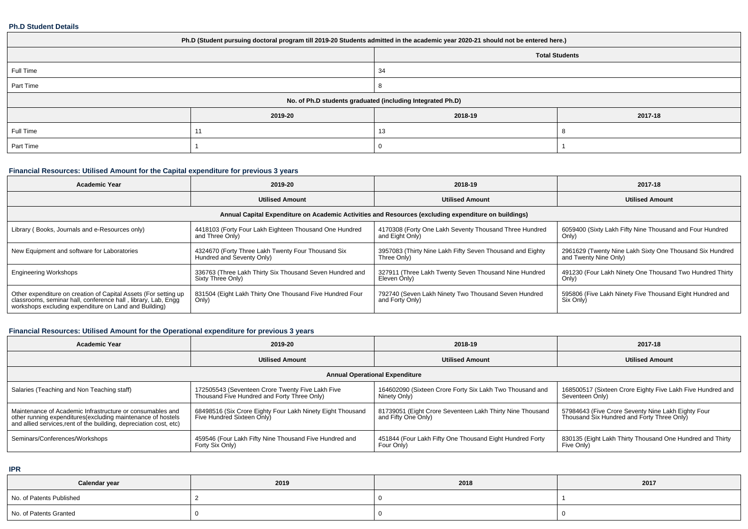### Ph.D Student Details

| Ph.D (Student pursuing doctoral program till 2019-20 Students admitted in the academic year 2020-21 should not be entered here.) | | | |
|---|---|---|---|
| | Total Students | | |
| Full Time | 34 | | |
| Part Time | 8 | | |
| No. of Ph.D students graduated (including Integrated Ph.D) | | | |
| | 2019-20 | 2018-19 | 2017-18 |
| Full Time | 11 | 13 | 8 |
| Part Time | 1 | 0 | 1 |

### Financial Resources: Utilised Amount for the Capital expenditure for previous 3 years

| Academic Year | 2019-20 | 2018-19 | 2017-18 |
|---|---|---|---|
| | Utilised Amount | Utilised Amount | Utilised Amount |
| Annual Capital Expenditure on Academic Activities and Resources (excluding expenditure on buildings) | | | |
| Library ( Books, Journals and e-Resources only) | 4418103 (Forty Four Lakh Eighteen Thousand One Hundred and Three Only) | 4170308 (Forty One Lakh Seventy Thousand Three Hundred and Eight Only) | 6059400 (Sixty Lakh Fifty Nine Thousand and Four Hundred Only) |
| New Equipment and software for Laboratories | 4324670 (Forty Three Lakh Twenty Four Thousand Six Hundred and Seventy Only) | 3957083 (Thirty Nine Lakh Fifty Seven Thousand and Eighty Three Only) | 2961629 (Twenty Nine Lakh Sixty One Thousand Six Hundred and Twenty Nine Only) |
| Engineering Workshops | 336763 (Three Lakh Thirty Six Thousand Seven Hundred and Sixty Three Only) | 327911 (Three Lakh Twenty Seven Thousand Nine Hundred Eleven Only) | 491230 (Four Lakh Ninety One Thousand Two Hundred Thirty Only) |
| Other expenditure on creation of Capital Assets (For setting up classrooms, seminar hall, conference hall , library, Lab, Engg workshops excluding expenditure on Land and Building) | 831504 (Eight Lakh Thirty One Thousand Five Hundred Four Only) | 792740 (Seven Lakh Ninety Two Thousand Seven Hundred and Forty Only) | 595806 (Five Lakh Ninety Five Thousand Eight Hundred and Six Only) |

### Financial Resources: Utilised Amount for the Operational expenditure for previous 3 years

| Academic Year | 2019-20 | 2018-19 | 2017-18 |
|---|---|---|---|
| | Utilised Amount | Utilised Amount | Utilised Amount |
| Annual Operational Expenditure | | | |
| Salaries (Teaching and Non Teaching staff) | 172505543 (Seventeen Crore Twenty Five Lakh Five Thousand Five Hundred and Forty Three Only) | 164602090 (Sixteen Crore Forty Six Lakh Two Thousand and Ninety Only) | 168500517 (Sixteen Crore Eighty Five Lakh Five Hundred and Seventeen Only) |
| Maintenance of Academic Infrastructure or consumables and other running expenditures(excluding maintenance of hostels and allied services,rent of the building, depreciation cost, etc) | 68498516 (Six Crore Eighty Four Lakh Ninety Eight Thousand Five Hundred Sixteen Only) | 81739051 (Eight Crore Seventeen Lakh Thirty Nine Thousand and Fifty One Only) | 57984643 (Five Crore Seventy Nine Lakh Eighty Four Thousand Six Hundred and Forty Three Only) |
| Seminars/Conferences/Workshops | 459546 (Four Lakh Fifty Nine Thousand Five Hundred and Forty Six Only) | 451844 (Four Lakh Fifty One Thousand Eight Hundred Forty Four Only) | 830135 (Eight Lakh Thirty Thousand One Hundred and Thirty Five Only) |

### IPR

| Calendar year | 2019 | 2018 | 2017 |
|---|---|---|---|
| No. of Patents Published | 2 | 0 | 1 |
| No. of Patents Granted | 0 | 0 | 0 |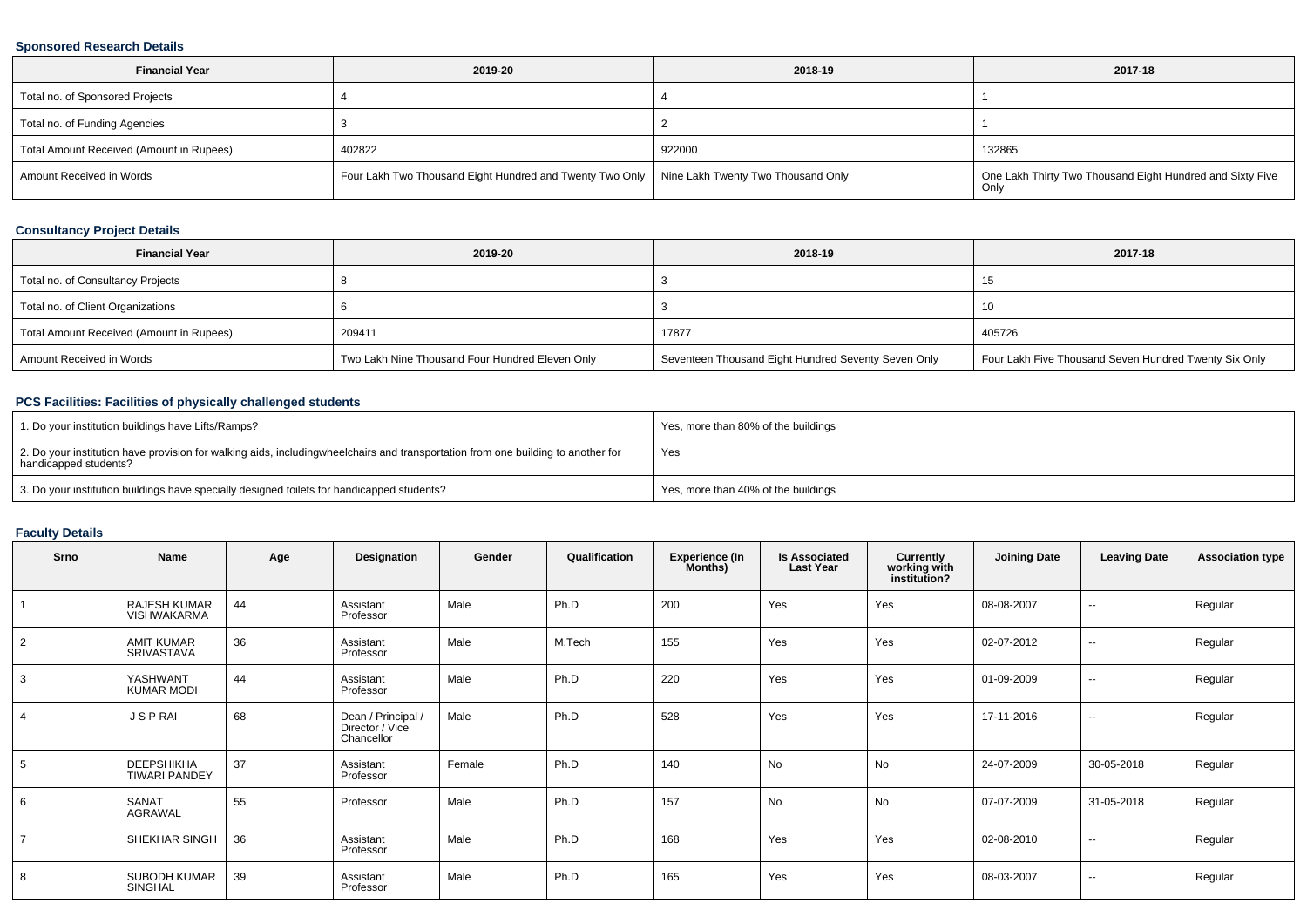### Sponsored Research Details

| Financial Year | 2019-20 | 2018-19 | 2017-18 |
|---|---|---|---|
| Total no. of Sponsored Projects | 4 | 4 | 1 |
| Total no. of Funding Agencies | 3 | 2 | 1 |
| Total Amount Received (Amount in Rupees) | 402822 | 922000 | 132865 |
| Amount Received in Words | Four Lakh Two Thousand Eight Hundred and Twenty Two Only | Nine Lakh Twenty Two Thousand Only | One Lakh Thirty Two Thousand Eight Hundred and Sixty Five Only |

### Consultancy Project Details

| Financial Year | 2019-20 | 2018-19 | 2017-18 |
|---|---|---|---|
| Total no. of Consultancy Projects | 8 | 3 | 15 |
| Total no. of Client Organizations | 6 | 3 | 10 |
| Total Amount Received (Amount in Rupees) | 209411 | 17877 | 405726 |
| Amount Received in Words | Two Lakh Nine Thousand Four Hundred Eleven Only | Seventeen Thousand Eight Hundred Seventy Seven Only | Four Lakh Five Thousand Seven Hundred Twenty Six Only |

### PCS Facilities: Facilities of physically challenged students

| | |
|---|---|
| 1. Do your institution buildings have Lifts/Ramps? | Yes, more than 80% of the buildings |
| 2. Do your institution have provision for walking aids, includingwheelchairs and transportation from one building to another for handicapped students? | Yes |
| 3. Do your institution buildings have specially designed toilets for handicapped students? | Yes, more than 40% of the buildings |

### Faculty Details

| Srno | Name | Age | Designation | Gender | Qualification | Experience (In Months) | Is Associated Last Year | Currently working with institution? | Joining Date | Leaving Date | Association type |
|---|---|---|---|---|---|---|---|---|---|---|---|
| 1 | RAJESH KUMAR VISHWAKARMA | 44 | Assistant Professor | Male | Ph.D | 200 | Yes | Yes | 08-08-2007 | -- | Regular |
| 2 | AMIT KUMAR SRIVASTAVA | 36 | Assistant Professor | Male | M.Tech | 155 | Yes | Yes | 02-07-2012 | -- | Regular |
| 3 | YASHWANT KUMAR MODI | 44 | Assistant Professor | Male | Ph.D | 220 | Yes | Yes | 01-09-2009 | -- | Regular |
| 4 | J S P RAI | 68 | Dean / Principal / Director / Vice Chancellor | Male | Ph.D | 528 | Yes | Yes | 17-11-2016 | -- | Regular |
| 5 | DEEPSHIKHA TIWARI PANDEY | 37 | Assistant Professor | Female | Ph.D | 140 | No | No | 24-07-2009 | 30-05-2018 | Regular |
| 6 | SANAT AGRAWAL | 55 | Professor | Male | Ph.D | 157 | No | No | 07-07-2009 | 31-05-2018 | Regular |
| 7 | SHEKHAR SINGH | 36 | Assistant Professor | Male | Ph.D | 168 | Yes | Yes | 02-08-2010 | -- | Regular |
| 8 | SUBODH KUMAR SINGHAL | 39 | Assistant Professor | Male | Ph.D | 165 | Yes | Yes | 08-03-2007 | -- | Regular |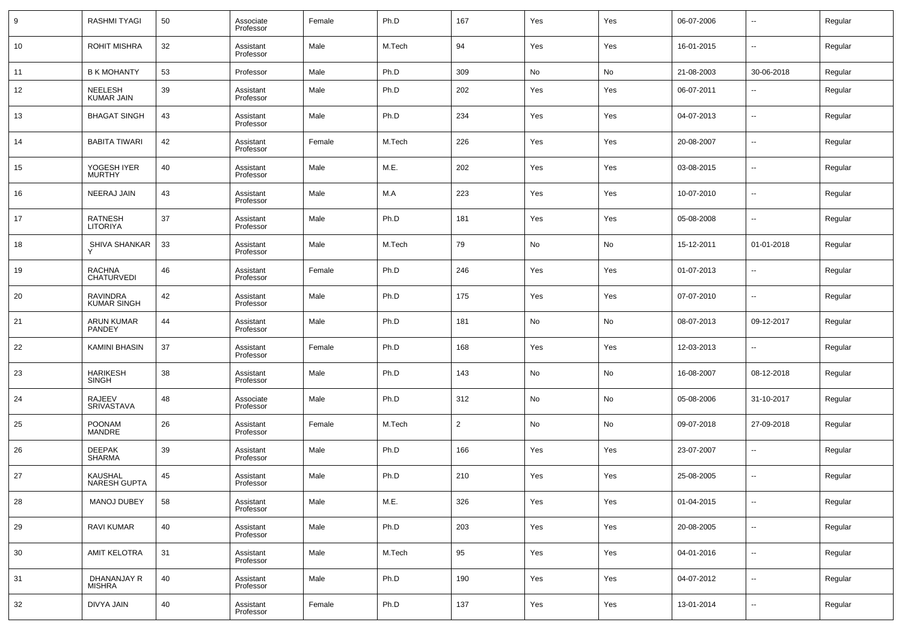| 9 | RASHMI TYAGI | 50 | Associate Professor | Female | Ph.D | 167 | Yes | Yes | 06-07-2006 | -- | Regular |
|---|---|---|---|---|---|---|---|---|---|---|---|
| 10 | ROHIT MISHRA | 32 | Assistant Professor | Male | M.Tech | 94 | Yes | Yes | 16-01-2015 | -- | Regular |
| 11 | B K MOHANTY | 53 | Professor | Male | Ph.D | 309 | No | No | 21-08-2003 | 30-06-2018 | Regular |
| 12 | NEELESH KUMAR JAIN | 39 | Assistant Professor | Male | Ph.D | 202 | Yes | Yes | 06-07-2011 | -- | Regular |
| 13 | BHAGAT SINGH | 43 | Assistant Professor | Male | Ph.D | 234 | Yes | Yes | 04-07-2013 | -- | Regular |
| 14 | BABITA TIWARI | 42 | Assistant Professor | Female | M.Tech | 226 | Yes | Yes | 20-08-2007 | -- | Regular |
| 15 | YOGESH IYER MURTHY | 40 | Assistant Professor | Male | M.E. | 202 | Yes | Yes | 03-08-2015 | -- | Regular |
| 16 | NEERAJ JAIN | 43 | Assistant Professor | Male | M.A | 223 | Yes | Yes | 10-07-2010 | -- | Regular |
| 17 | RATNESH LITORIYA | 37 | Assistant Professor | Male | Ph.D | 181 | Yes | Yes | 05-08-2008 | -- | Regular |
| 18 | SHIVA SHANKAR Y | 33 | Assistant Professor | Male | M.Tech | 79 | No | No | 15-12-2011 | 01-01-2018 | Regular |
| 19 | RACHNA CHATURVEDI | 46 | Assistant Professor | Female | Ph.D | 246 | Yes | Yes | 01-07-2013 | -- | Regular |
| 20 | RAVINDRA KUMAR SINGH | 42 | Assistant Professor | Male | Ph.D | 175 | Yes | Yes | 07-07-2010 | -- | Regular |
| 21 | ARUN KUMAR PANDEY | 44 | Assistant Professor | Male | Ph.D | 181 | No | No | 08-07-2013 | 09-12-2017 | Regular |
| 22 | KAMINI BHASIN | 37 | Assistant Professor | Female | Ph.D | 168 | Yes | Yes | 12-03-2013 | -- | Regular |
| 23 | HARIKESH SINGH | 38 | Assistant Professor | Male | Ph.D | 143 | No | No | 16-08-2007 | 08-12-2018 | Regular |
| 24 | RAJEEV SRIVASTAVA | 48 | Associate Professor | Male | Ph.D | 312 | No | No | 05-08-2006 | 31-10-2017 | Regular |
| 25 | POONAM MANDRE | 26 | Assistant Professor | Female | M.Tech | 2 | No | No | 09-07-2018 | 27-09-2018 | Regular |
| 26 | DEEPAK SHARMA | 39 | Assistant Professor | Male | Ph.D | 166 | Yes | Yes | 23-07-2007 | -- | Regular |
| 27 | KAUSHAL NARESH GUPTA | 45 | Assistant Professor | Male | Ph.D | 210 | Yes | Yes | 25-08-2005 | -- | Regular |
| 28 | MANOJ DUBEY | 58 | Assistant Professor | Male | M.E. | 326 | Yes | Yes | 01-04-2015 | -- | Regular |
| 29 | RAVI KUMAR | 40 | Assistant Professor | Male | Ph.D | 203 | Yes | Yes | 20-08-2005 | -- | Regular |
| 30 | AMIT KELOTRA | 31 | Assistant Professor | Male | M.Tech | 95 | Yes | Yes | 04-01-2016 | -- | Regular |
| 31 | DHANANJAY R MISHRA | 40 | Assistant Professor | Male | Ph.D | 190 | Yes | Yes | 04-07-2012 | -- | Regular |
| 32 | DIVYA JAIN | 40 | Assistant Professor | Female | Ph.D | 137 | Yes | Yes | 13-01-2014 | -- | Regular |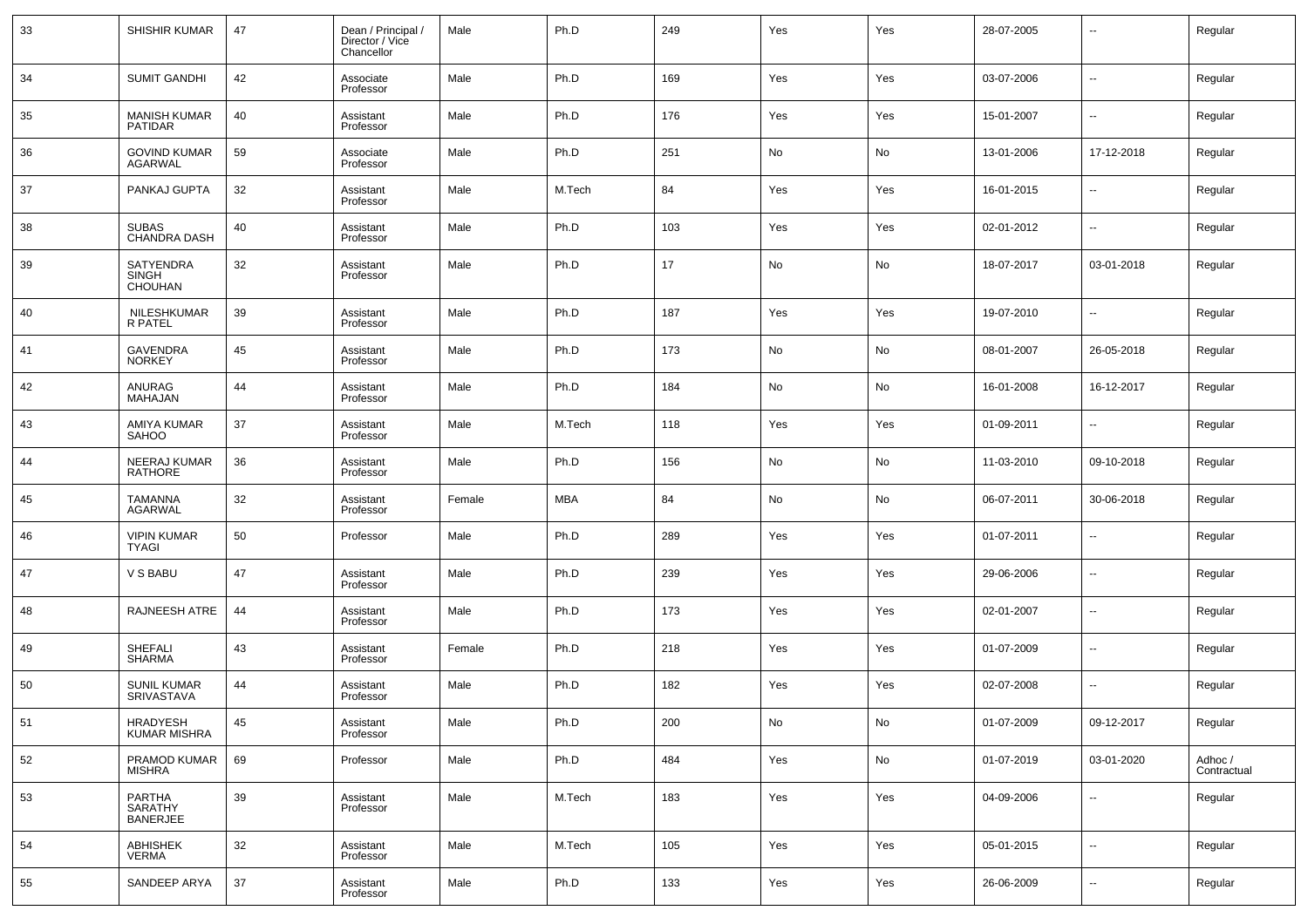| 33 | SHISHIR KUMAR | 47 | Dean / Principal / Director / Vice Chancellor | Male | Ph.D | 249 | Yes | Yes | 28-07-2005 | -- | Regular |
|---|---|---|---|---|---|---|---|---|---|---|---|
| 34 | SUMIT GANDHI | 42 | Associate Professor | Male | Ph.D | 169 | Yes | Yes | 03-07-2006 | -- | Regular |
| 35 | MANISH KUMAR PATIDAR | 40 | Assistant Professor | Male | Ph.D | 176 | Yes | Yes | 15-01-2007 | -- | Regular |
| 36 | GOVIND KUMAR AGARWAL | 59 | Associate Professor | Male | Ph.D | 251 | No | No | 13-01-2006 | 17-12-2018 | Regular |
| 37 | PANKAJ GUPTA | 32 | Assistant Professor | Male | M.Tech | 84 | Yes | Yes | 16-01-2015 | -- | Regular |
| 38 | SUBAS CHANDRA DASH | 40 | Assistant Professor | Male | Ph.D | 103 | Yes | Yes | 02-01-2012 | -- | Regular |
| 39 | SATYENDRA SINGH CHOUHAN | 32 | Assistant Professor | Male | Ph.D | 17 | No | No | 18-07-2017 | 03-01-2018 | Regular |
| 40 | NILESHKUMAR R PATEL | 39 | Assistant Professor | Male | Ph.D | 187 | Yes | Yes | 19-07-2010 | -- | Regular |
| 41 | GAVENDRA NORKEY | 45 | Assistant Professor | Male | Ph.D | 173 | No | No | 08-01-2007 | 26-05-2018 | Regular |
| 42 | ANURAG MAHAJAN | 44 | Assistant Professor | Male | Ph.D | 184 | No | No | 16-01-2008 | 16-12-2017 | Regular |
| 43 | AMIYA KUMAR SAHOO | 37 | Assistant Professor | Male | M.Tech | 118 | Yes | Yes | 01-09-2011 | -- | Regular |
| 44 | NEERAJ KUMAR RATHORE | 36 | Assistant Professor | Male | Ph.D | 156 | No | No | 11-03-2010 | 09-10-2018 | Regular |
| 45 | TAMANNA AGARWAL | 32 | Assistant Professor | Female | MBA | 84 | No | No | 06-07-2011 | 30-06-2018 | Regular |
| 46 | VIPIN KUMAR TYAGI | 50 | Professor | Male | Ph.D | 289 | Yes | Yes | 01-07-2011 | -- | Regular |
| 47 | V S BABU | 47 | Assistant Professor | Male | Ph.D | 239 | Yes | Yes | 29-06-2006 | -- | Regular |
| 48 | RAJNEESH ATRE | 44 | Assistant Professor | Male | Ph.D | 173 | Yes | Yes | 02-01-2007 | -- | Regular |
| 49 | SHEFALI SHARMA | 43 | Assistant Professor | Female | Ph.D | 218 | Yes | Yes | 01-07-2009 | -- | Regular |
| 50 | SUNIL KUMAR SRIVASTAVA | 44 | Assistant Professor | Male | Ph.D | 182 | Yes | Yes | 02-07-2008 | -- | Regular |
| 51 | HRADYESH KUMAR MISHRA | 45 | Assistant Professor | Male | Ph.D | 200 | No | No | 01-07-2009 | 09-12-2017 | Regular |
| 52 | PRAMOD KUMAR MISHRA | 69 | Professor | Male | Ph.D | 484 | Yes | No | 01-07-2019 | 03-01-2020 | Adhoc / Contractual |
| 53 | PARTHA SARATHY BANERJEE | 39 | Assistant Professor | Male | M.Tech | 183 | Yes | Yes | 04-09-2006 | -- | Regular |
| 54 | ABHISHEK VERMA | 32 | Assistant Professor | Male | M.Tech | 105 | Yes | Yes | 05-01-2015 | -- | Regular |
| 55 | SANDEEP ARYA | 37 | Assistant Professor | Male | Ph.D | 133 | Yes | Yes | 26-06-2009 | -- | Regular |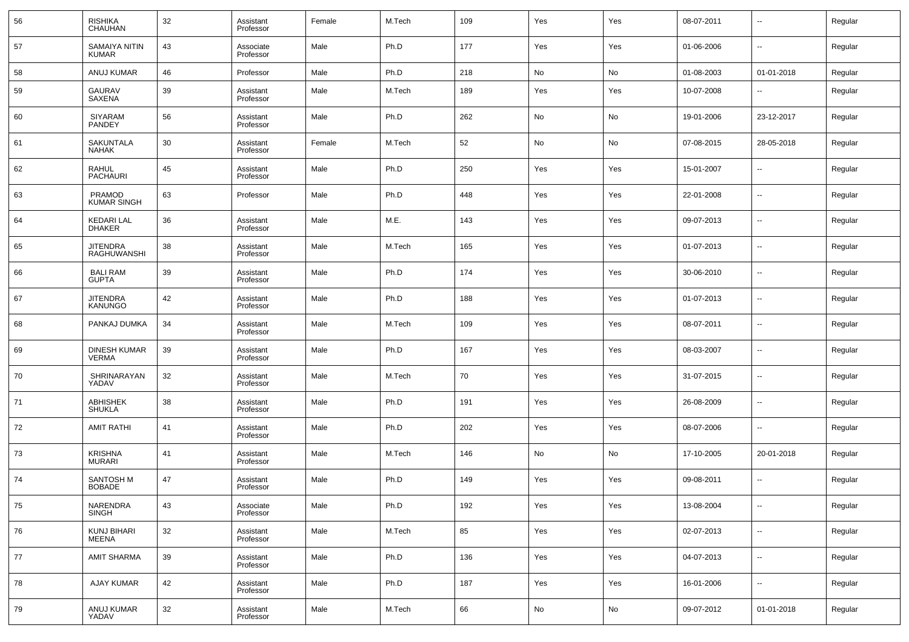| 56 | RISHIKA CHAUHAN | 32 | Assistant Professor | Female | M.Tech | 109 | Yes | Yes | 08-07-2011 | -- | Regular |
|---|---|---|---|---|---|---|---|---|---|---|---|
| 57 | SAMAIYA NITIN KUMAR | 43 | Associate Professor | Male | Ph.D | 177 | Yes | Yes | 01-06-2006 | -- | Regular |
| 58 | ANUJ KUMAR | 46 | Professor | Male | Ph.D | 218 | No | No | 01-08-2003 | 01-01-2018 | Regular |
| 59 | GAURAV SAXENA | 39 | Assistant Professor | Male | M.Tech | 189 | Yes | Yes | 10-07-2008 | -- | Regular |
| 60 | SIYARAM PANDEY | 56 | Assistant Professor | Male | Ph.D | 262 | No | No | 19-01-2006 | 23-12-2017 | Regular |
| 61 | SAKUNTALA NAHAK | 30 | Assistant Professor | Female | M.Tech | 52 | No | No | 07-08-2015 | 28-05-2018 | Regular |
| 62 | RAHUL PACHAURI | 45 | Assistant Professor | Male | Ph.D | 250 | Yes | Yes | 15-01-2007 | -- | Regular |
| 63 | PRAMOD KUMAR SINGH | 63 | Professor | Male | Ph.D | 448 | Yes | Yes | 22-01-2008 | -- | Regular |
| 64 | KEDARI LAL DHAKER | 36 | Assistant Professor | Male | M.E. | 143 | Yes | Yes | 09-07-2013 | -- | Regular |
| 65 | JITENDRA RAGHUWANSHI | 38 | Assistant Professor | Male | M.Tech | 165 | Yes | Yes | 01-07-2013 | -- | Regular |
| 66 | BALI RAM GUPTA | 39 | Assistant Professor | Male | Ph.D | 174 | Yes | Yes | 30-06-2010 | -- | Regular |
| 67 | JITENDRA KANUNGO | 42 | Assistant Professor | Male | Ph.D | 188 | Yes | Yes | 01-07-2013 | -- | Regular |
| 68 | PANKAJ DUMKA | 34 | Assistant Professor | Male | M.Tech | 109 | Yes | Yes | 08-07-2011 | -- | Regular |
| 69 | DINESH KUMAR VERMA | 39 | Assistant Professor | Male | Ph.D | 167 | Yes | Yes | 08-03-2007 | -- | Regular |
| 70 | SHRINARAYAN YADAV | 32 | Assistant Professor | Male | M.Tech | 70 | Yes | Yes | 31-07-2015 | -- | Regular |
| 71 | ABHISHEK SHUKLA | 38 | Assistant Professor | Male | Ph.D | 191 | Yes | Yes | 26-08-2009 | -- | Regular |
| 72 | AMIT RATHI | 41 | Assistant Professor | Male | Ph.D | 202 | Yes | Yes | 08-07-2006 | -- | Regular |
| 73 | KRISHNA MURARI | 41 | Assistant Professor | Male | M.Tech | 146 | No | No | 17-10-2005 | 20-01-2018 | Regular |
| 74 | SANTOSH M BOBADE | 47 | Assistant Professor | Male | Ph.D | 149 | Yes | Yes | 09-08-2011 | -- | Regular |
| 75 | NARENDRA SINGH | 43 | Associate Professor | Male | Ph.D | 192 | Yes | Yes | 13-08-2004 | -- | Regular |
| 76 | KUNJ BIHARI MEENA | 32 | Assistant Professor | Male | M.Tech | 85 | Yes | Yes | 02-07-2013 | -- | Regular |
| 77 | AMIT SHARMA | 39 | Assistant Professor | Male | Ph.D | 136 | Yes | Yes | 04-07-2013 | -- | Regular |
| 78 | AJAY KUMAR | 42 | Assistant Professor | Male | Ph.D | 187 | Yes | Yes | 16-01-2006 | -- | Regular |
| 79 | ANUJ KUMAR YADAV | 32 | Assistant Professor | Male | M.Tech | 66 | No | No | 09-07-2012 | 01-01-2018 | Regular |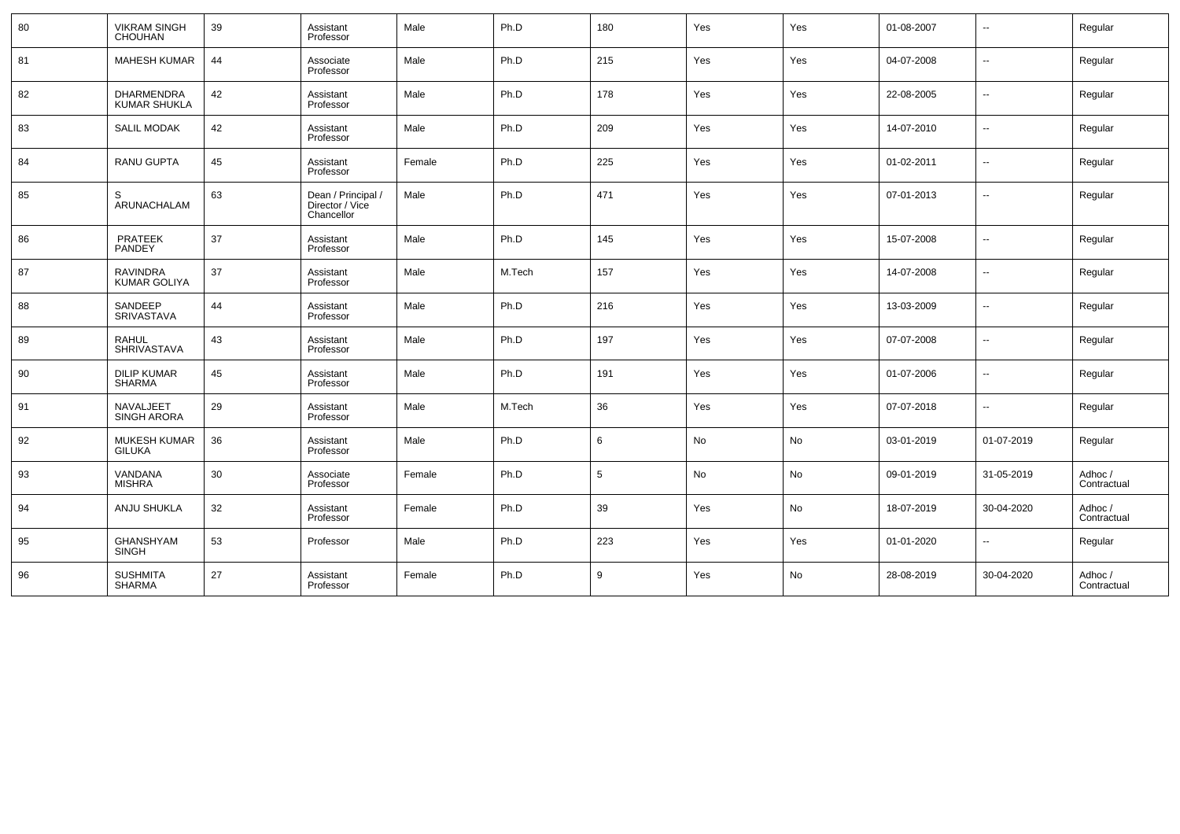| | | | | | | | | | | | |
|---|---|---|---|---|---|---|---|---|---|---|---|
| 80 | VIKRAM SINGH CHOUHAN | 39 | Assistant Professor | Male | Ph.D | 180 | Yes | Yes | 01-08-2007 | -- | Regular |
| 81 | MAHESH KUMAR | 44 | Associate Professor | Male | Ph.D | 215 | Yes | Yes | 04-07-2008 | -- | Regular |
| 82 | DHARMENDRA KUMAR SHUKLA | 42 | Assistant Professor | Male | Ph.D | 178 | Yes | Yes | 22-08-2005 | -- | Regular |
| 83 | SALIL MODAK | 42 | Assistant Professor | Male | Ph.D | 209 | Yes | Yes | 14-07-2010 | -- | Regular |
| 84 | RANU GUPTA | 45 | Assistant Professor | Female | Ph.D | 225 | Yes | Yes | 01-02-2011 | -- | Regular |
| 85 | S ARUNACHALAM | 63 | Dean / Principal / Director / Vice Chancellor | Male | Ph.D | 471 | Yes | Yes | 07-01-2013 | -- | Regular |
| 86 | PRATEEK PANDEY | 37 | Assistant Professor | Male | Ph.D | 145 | Yes | Yes | 15-07-2008 | -- | Regular |
| 87 | RAVINDRA KUMAR GOLIYA | 37 | Assistant Professor | Male | M.Tech | 157 | Yes | Yes | 14-07-2008 | -- | Regular |
| 88 | SANDEEP SRIVASTAVA | 44 | Assistant Professor | Male | Ph.D | 216 | Yes | Yes | 13-03-2009 | -- | Regular |
| 89 | RAHUL SHRIVASTAVA | 43 | Assistant Professor | Male | Ph.D | 197 | Yes | Yes | 07-07-2008 | -- | Regular |
| 90 | DILIP KUMAR SHARMA | 45 | Assistant Professor | Male | Ph.D | 191 | Yes | Yes | 01-07-2006 | -- | Regular |
| 91 | NAVALJEET SINGH ARORA | 29 | Assistant Professor | Male | M.Tech | 36 | Yes | Yes | 07-07-2018 | -- | Regular |
| 92 | MUKESH KUMAR GILUKA | 36 | Assistant Professor | Male | Ph.D | 6 | No | No | 03-01-2019 | 01-07-2019 | Regular |
| 93 | VANDANA MISHRA | 30 | Associate Professor | Female | Ph.D | 5 | No | No | 09-01-2019 | 31-05-2019 | Adhoc / Contractual |
| 94 | ANJU SHUKLA | 32 | Assistant Professor | Female | Ph.D | 39 | Yes | No | 18-07-2019 | 30-04-2020 | Adhoc / Contractual |
| 95 | GHANSHYAM SINGH | 53 | Professor | Male | Ph.D | 223 | Yes | Yes | 01-01-2020 | -- | Regular |
| 96 | SUSHMITA SHARMA | 27 | Assistant Professor | Female | Ph.D | 9 | Yes | No | 28-08-2019 | 30-04-2020 | Adhoc / Contractual |